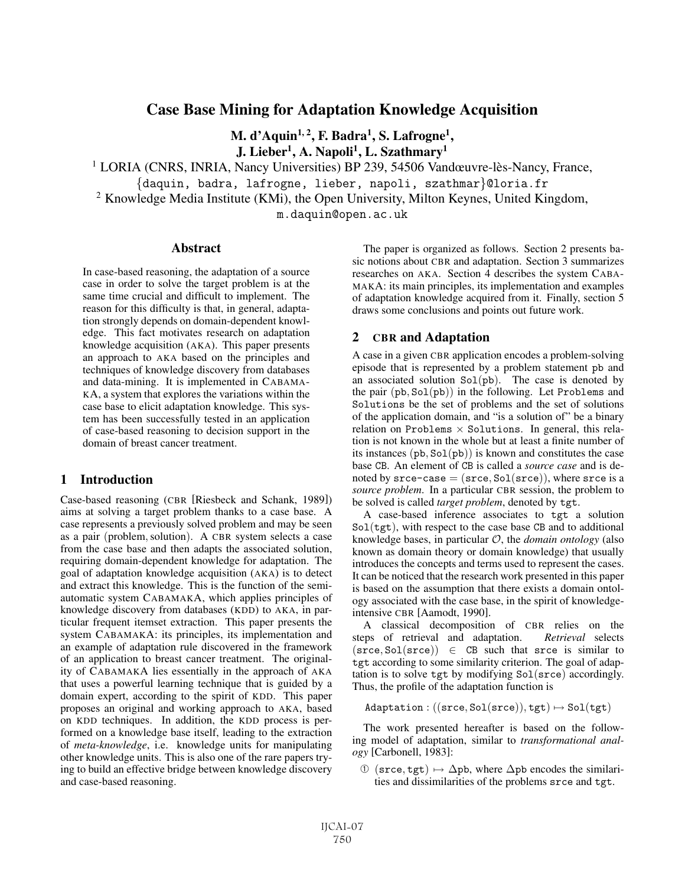# Case Base Mining for Adaptation Knowledge Acquisition

**M. d'Aquin[1, 2], F. Badra[1], S. Lafrogne[1], J. Lieber[1], A. Napoli[1], L. Szathmary[1]**

[1] LORIA (CNRS, INRIA, Nancy Universities) BP 239, 54506 Vandœuvre-lès-Nancy, France,
{daquin, badra, lafrogne, lieber, napoli, szathmar}@loria.fr
[2] Knowledge Media Institute (KMi), the Open University, Milton Keynes, United Kingdom,
m.daquin@open.ac.uk

## Abstract

In case-based reasoning, the adaptation of a source case in order to solve the target problem is at the same time crucial and difficult to implement. The reason for this difficulty is that, in general, adaptation strongly depends on domain-dependent knowledge. This fact motivates research on adaptation knowledge acquisition (AKA). This paper presents an approach to AKA based on the principles and techniques of knowledge discovery from databases and data-mining. It is implemented in CABAMAKA, a system that explores the variations within the case base to elicit adaptation knowledge. This system has been successfully tested in an application of case-based reasoning to decision support in the domain of breast cancer treatment.

## 1 Introduction

Case-based reasoning (CBR [Riesbeck and Schank, 1989]) aims at solving a target problem thanks to a case base. A case represents a previously solved problem and may be seen as a pair (problem, solution). A CBR system selects a case from the case base and then adapts the associated solution, requiring domain-dependent knowledge for adaptation. The goal of adaptation knowledge acquisition (AKA) is to detect and extract this knowledge. This is the function of the semi-automatic system CABAMAKA, which applies principles of knowledge discovery from databases (KDD) to AKA, in particular frequent itemset extraction. This paper presents the system CABAMAKA: its principles, its implementation and an example of adaptation rule discovered in the framework of an application to breast cancer treatment. The originality of CABAMAKA lies essentially in the approach of AKA that uses a powerful learning technique that is guided by a domain expert, according to the spirit of KDD. This paper proposes an original and working approach to AKA, based on KDD techniques. In addition, the KDD process is performed on a knowledge base itself, leading to the extraction of *meta-knowledge*, i.e. knowledge units for manipulating other knowledge units. This is also one of the rare papers trying to build an effective bridge between knowledge discovery and case-based reasoning.

The paper is organized as follows. Section 2 presents basic notions about CBR and adaptation. Section 3 summarizes researches on AKA. Section 4 describes the system CABAMAKA: its main principles, its implementation and examples of adaptation knowledge acquired from it. Finally, section 5 draws some conclusions and points out future work.

## 2 CBR and Adaptation

A case in a given CBR application encodes a problem-solving episode that is represented by a problem statement pb and an associated solution Sol(pb). The case is denoted by the pair (pb, Sol(pb)) in the following. Let Problems and Solutions be the set of problems and the set of solutions of the application domain, and "is a solution of" be a binary relation on Problems × Solutions. In general, this relation is not known in the whole but at least a finite number of its instances (pb, Sol(pb)) is known and constitutes the case base CB. An element of CB is called a *source case* and is denoted by srce-case = (srce, Sol(srce)), where srce is a *source problem*. In a particular CBR session, the problem to be solved is called *target problem*, denoted by tgt.

A case-based inference associates to tgt a solution Sol(tgt), with respect to the case base CB and to additional knowledge bases, in particular $\mathcal{O}$, the *domain ontology* (also known as domain theory or domain knowledge) that usually introduces the concepts and terms used to represent the cases. It can be noticed that the research work presented in this paper is based on the assumption that there exists a domain ontology associated with the case base, in the spirit of knowledge-intensive CBR [Aamodt, 1990].

A classical decomposition of CBR relies on the steps of retrieval and adaptation. *Retrieval* selects (srce, Sol(srce)) $\in$ CB such that srce is similar to tgt according to some similarity criterion. The goal of adaptation is to solve tgt by modifying Sol(srce) accordingly. Thus, the profile of the adaptation function is

$$\text{Adaptation} : ((\text{srce}, \text{Sol}(\text{srce})), \text{tgt}) \mapsto \text{Sol}(\text{tgt})$$

The work presented hereafter is based on the following model of adaptation, similar to *transformational analogy* [Carbonell, 1983]:

① (srce, tgt) $\mapsto \Delta$pb, where $\Delta$pb encodes the similarities and dissimilarities of the problems srce and tgt.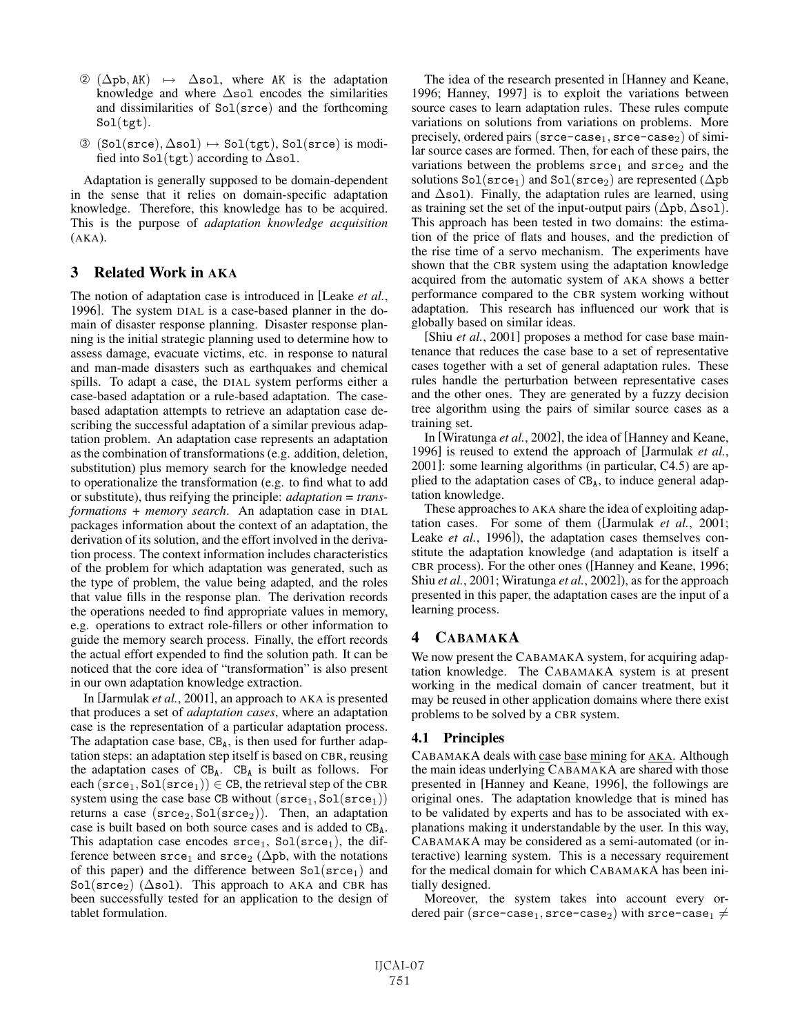② $(\Delta\mathtt{pb}, \mathtt{AK}) \mapsto \Delta\mathtt{sol}$, where AK is the adaptation knowledge and where $\Delta\mathtt{sol}$ encodes the similarities and dissimilarities of Sol(srce) and the forthcoming Sol(tgt).

③ $(\mathtt{Sol(srce)}, \Delta\mathtt{sol}) \mapsto \mathtt{Sol(tgt)}$, Sol(srce) is modified into Sol(tgt) according to $\Delta\mathtt{sol}$.

Adaptation is generally supposed to be domain-dependent in the sense that it relies on domain-specific adaptation knowledge. Therefore, this knowledge has to be acquired. This is the purpose of *adaptation knowledge acquisition* (AKA).

## 3 Related Work in AKA

The notion of adaptation case is introduced in [Leake *et al.*, 1996]. The system DIAL is a case-based planner in the domain of disaster response planning. Disaster response planning is the initial strategic planning used to determine how to assess damage, evacuate victims, etc. in response to natural and man-made disasters such as earthquakes and chemical spills. To adapt a case, the DIAL system performs either a case-based adaptation or a rule-based adaptation. The case-based adaptation attempts to retrieve an adaptation case describing the successful adaptation of a similar previous adaptation problem. An adaptation case represents an adaptation as the combination of transformations (e.g. addition, deletion, substitution) plus memory search for the knowledge needed to operationalize the transformation (e.g. to find what to add or substitute), thus reifying the principle: *adaptation = transformations + memory search*. An adaptation case in DIAL packages information about the context of an adaptation, the derivation of its solution, and the effort involved in the derivation process. The context information includes characteristics of the problem for which adaptation was generated, such as the type of problem, the value being adapted, and the roles that value fills in the response plan. The derivation records the operations needed to find appropriate values in memory, e.g. operations to extract role-fillers or other information to guide the memory search process. Finally, the effort records the actual effort expended to find the solution path. It can be noticed that the core idea of "transformation" is also present in our own adaptation knowledge extraction.

In [Jarmulak *et al.*, 2001], an approach to AKA is presented that produces a set of *adaptation cases*, where an adaptation case is the representation of a particular adaptation process. The adaptation case base, $\mathtt{CB_A}$, is then used for further adaptation steps: an adaptation step itself is based on CBR, reusing the adaptation cases of $\mathtt{CB_A}$. $\mathtt{CB_A}$ is built as follows. For each $(\mathtt{srce}_1, \mathtt{Sol}(\mathtt{srce}_1)) \in \mathtt{CB}$, the retrieval step of the CBR system using the case base CB without $(\mathtt{srce}_1, \mathtt{Sol}(\mathtt{srce}_1))$ returns a case $(\mathtt{srce}_2, \mathtt{Sol}(\mathtt{srce}_2))$. Then, an adaptation case is built based on both source cases and is added to $\mathtt{CB_A}$. This adaptation case encodes $\mathtt{srce}_1$, $\mathtt{Sol}(\mathtt{srce}_1)$, the difference between $\mathtt{srce}_1$ and $\mathtt{srce}_2$ ($\Delta\mathtt{pb}$, with the notations of this paper) and the difference between $\mathtt{Sol}(\mathtt{srce}_1)$ and $\mathtt{Sol}(\mathtt{srce}_2)$ ($\Delta\mathtt{sol}$). This approach to AKA and CBR has been successfully tested for an application to the design of tablet formulation.

The idea of the research presented in [Hanney and Keane, 1996; Hanney, 1997] is to exploit the variations between source cases to learn adaptation rules. These rules compute variations on solutions from variations on problems. More precisely, ordered pairs $(\mathtt{srce\text{-}case}_1, \mathtt{srce\text{-}case}_2)$ of similar source cases are formed. Then, for each of these pairs, the variations between the problems $\mathtt{srce}_1$ and $\mathtt{srce}_2$ and the solutions $\mathtt{Sol}(\mathtt{srce}_1)$ and $\mathtt{Sol}(\mathtt{srce}_2)$ are represented ($\Delta\mathtt{pb}$ and $\Delta\mathtt{sol}$). Finally, the adaptation rules are learned, using as training set the set of the input-output pairs $(\Delta\mathtt{pb}, \Delta\mathtt{sol})$. This approach has been tested in two domains: the estimation of the price of flats and houses, and the prediction of the rise time of a servo mechanism. The experiments have shown that the CBR system using the adaptation knowledge acquired from the automatic system of AKA shows a better performance compared to the CBR system working without adaptation. This research has influenced our work that is globally based on similar ideas.

[Shiu *et al.*, 2001] proposes a method for case base maintenance that reduces the case base to a set of representative cases together with a set of general adaptation rules. These rules handle the perturbation between representative cases and the other ones. They are generated by a fuzzy decision tree algorithm using the pairs of similar source cases as a training set.

In [Wiratunga *et al.*, 2002], the idea of [Hanney and Keane, 1996] is reused to extend the approach of [Jarmulak *et al.*, 2001]: some learning algorithms (in particular, C4.5) are applied to the adaptation cases of $\mathtt{CB_A}$, to induce general adaptation knowledge.

These approaches to AKA share the idea of exploiting adaptation cases. For some of them ([Jarmulak *et al.*, 2001; Leake *et al.*, 1996]), the adaptation cases themselves constitute the adaptation knowledge (and adaptation is itself a CBR process). For the other ones ([Hanney and Keane, 1996; Shiu *et al.*, 2001; Wiratunga *et al.*, 2002]), as for the approach presented in this paper, the adaptation cases are the input of a learning process.

## 4 CABAMAKA

We now present the CABAMAKA system, for acquiring adaptation knowledge. The CABAMAKA system is at present working in the medical domain of cancer treatment, but it may be reused in other application domains where there exist problems to be solved by a CBR system.

### 4.1 Principles

CABAMAKA deals with case base mining for AKA. Although the main ideas underlying CABAMAKA are shared with those presented in [Hanney and Keane, 1996], the followings are original ones. The adaptation knowledge that is mined has to be validated by experts and has to be associated with explanations making it understandable by the user. In this way, CABAMAKA may be considered as a semi-automated (or interactive) learning system. This is a necessary requirement for the medical domain for which CABAMAKA has been initially designed.

Moreover, the system takes into account every ordered pair $(\mathtt{srce\text{-}case}_1, \mathtt{srce\text{-}case}_2)$ with $\mathtt{srce\text{-}case}_1 \neq$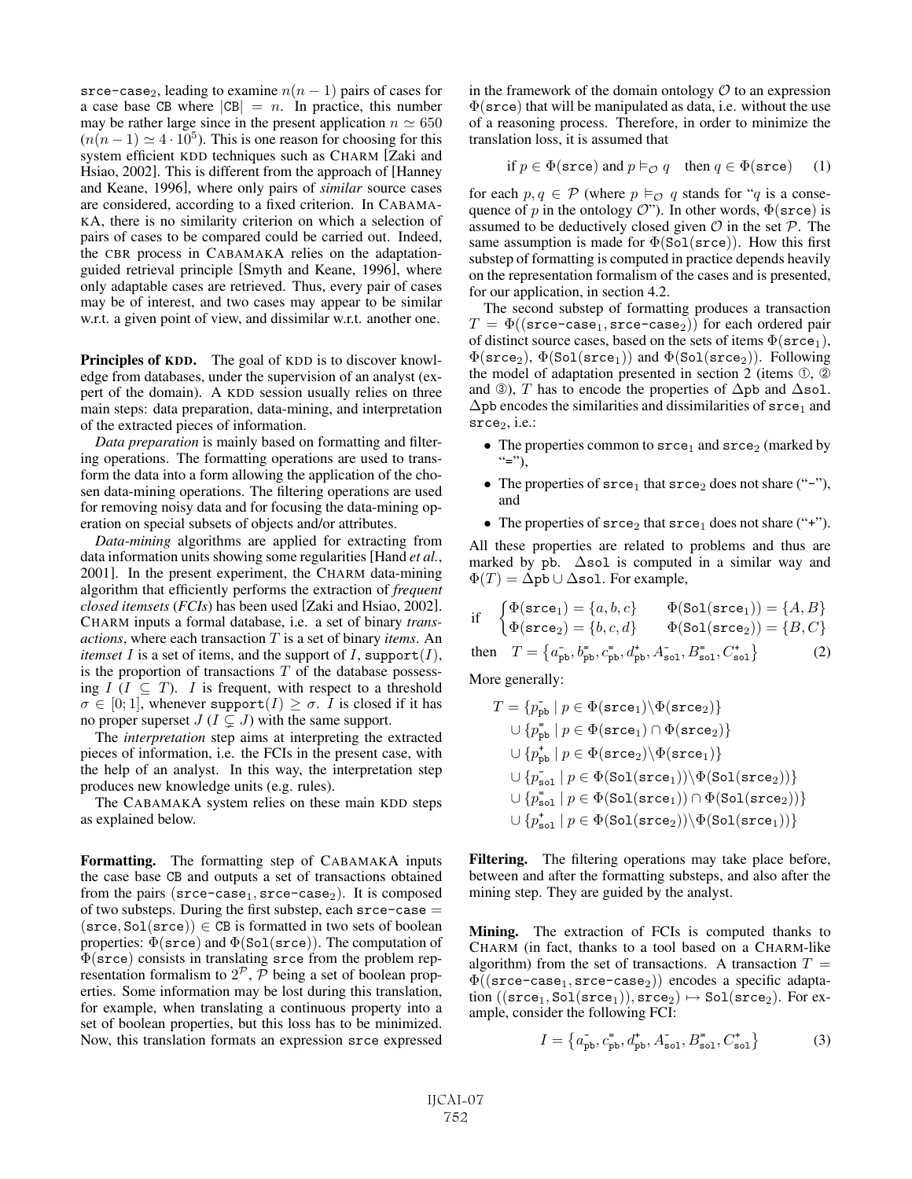srce-case$_2$, leading to examine $n(n-1)$ pairs of cases for a case base CB where $|\text{CB}| = n$. In practice, this number may be rather large since in the present application $n \simeq 650$ ($n(n-1) \simeq 4 \cdot 10^5$). This is one reason for choosing for this system efficient KDD techniques such as CHARM [Zaki and Hsiao, 2002]. This is different from the approach of [Hanney and Keane, 1996], where only pairs of *similar* source cases are considered, according to a fixed criterion. In CABAMAKA, there is no similarity criterion on which a selection of pairs of cases to be compared could be carried out. Indeed, the CBR process in CABAMAKA relies on the adaptation-guided retrieval principle [Smyth and Keane, 1996], where only adaptable cases are retrieved. Thus, every pair of cases may be of interest, and two cases may appear to be similar w.r.t. a given point of view, and dissimilar w.r.t. another one.

**Principles of KDD.** The goal of KDD is to discover knowledge from databases, under the supervision of an analyst (expert of the domain). A KDD session usually relies on three main steps: data preparation, data-mining, and interpretation of the extracted pieces of information.

*Data preparation* is mainly based on formatting and filtering operations. The formatting operations are used to transform the data into a form allowing the application of the chosen data-mining operations. The filtering operations are used for removing noisy data and for focusing the data-mining operation on special subsets of objects and/or attributes.

*Data-mining* algorithms are applied for extracting from data information units showing some regularities [Hand *et al.*, 2001]. In the present experiment, the CHARM data-mining algorithm that efficiently performs the extraction of *frequent closed itemsets* (*FCIs*) has been used [Zaki and Hsiao, 2002]. CHARM inputs a formal database, i.e. a set of binary *transactions*, where each transaction $T$ is a set of binary *items*. An *itemset* $I$ is a set of items, and the support of $I$, $\texttt{support}(I)$, is the proportion of transactions $T$ of the database possessing $I$ ($I \subseteq T$). $I$ is frequent, with respect to a threshold $\sigma \in [0;1]$, whenever $\texttt{support}(I) \geq \sigma$. $I$ is closed if it has no proper superset $J$ ($I \subsetneq J$) with the same support.

The *interpretation* step aims at interpreting the extracted pieces of information, i.e. the FCIs in the present case, with the help of an analyst. In this way, the interpretation step produces new knowledge units (e.g. rules).

The CABAMAKA system relies on these main KDD steps as explained below.

**Formatting.** The formatting step of CABAMAKA inputs the case base CB and outputs a set of transactions obtained from the pairs (srce-case$_1$, srce-case$_2$). It is composed of two substeps. During the first substep, each srce-case = (srce, Sol(srce)) $\in$ CB is formatted in two sets of boolean properties: $\Phi(\texttt{srce})$ and $\Phi(\texttt{Sol(srce)})$. The computation of $\Phi(\texttt{srce})$ consists in translating srce from the problem representation formalism to $2^{\mathcal{P}}$, $\mathcal{P}$ being a set of boolean properties. Some information may be lost during this translation, for example, when translating a continuous property into a set of boolean properties, but this loss has to be minimized. Now, this translation formats an expression srce expressed in the framework of the domain ontology $\mathcal{O}$ to an expression $\Phi(\texttt{srce})$ that will be manipulated as data, i.e. without the use of a reasoning process. Therefore, in order to minimize the translation loss, it is assumed that

$$\text{if } p \in \Phi(\texttt{srce}) \text{ and } p \vDash_{\mathcal{O}} q \quad \text{then } q \in \Phi(\texttt{srce}) \tag{1}$$

for each $p, q \in \mathcal{P}$ (where $p \vDash_{\mathcal{O}} q$ stands for "$q$ is a consequence of $p$ in the ontology $\mathcal{O}$"). In other words, $\Phi(\texttt{srce})$ is assumed to be deductively closed given $\mathcal{O}$ in the set $\mathcal{P}$. The same assumption is made for $\Phi(\texttt{Sol(srce)})$. How this first substep of formatting is computed in practice depends heavily on the representation formalism of the cases and is presented, for our application, in section 4.2.

The second substep of formatting produces a transaction $T = \Phi((\texttt{srce-case}_1, \texttt{srce-case}_2))$ for each ordered pair of distinct source cases, based on the sets of items $\Phi(\texttt{srce}_1)$, $\Phi(\texttt{srce}_2)$, $\Phi(\texttt{Sol(srce}_1))$ and $\Phi(\texttt{Sol(srce}_2))$. Following the model of adaptation presented in section 2 (items ①, ② and ③), $T$ has to encode the properties of $\Delta\texttt{pb}$ and $\Delta\texttt{sol}$. $\Delta\texttt{pb}$ encodes the similarities and dissimilarities of srce$_1$ and srce$_2$, i.e.:

- The properties common to srce$_1$ and srce$_2$ (marked by "="),
- The properties of srce$_1$ that srce$_2$ does not share ("-"), and
- The properties of srce$_2$ that srce$_1$ does not share ("+").

All these properties are related to problems and thus are marked by pb. $\Delta\texttt{sol}$ is computed in a similar way and $\Phi(T) = \Delta\texttt{pb} \cup \Delta\texttt{sol}$. For example,

$$\text{if} \quad \begin{cases} \Phi(\texttt{srce}_1) = \{a, b, c\} & \Phi(\texttt{Sol(srce}_1)) = \{A, B\} \\ \Phi(\texttt{srce}_2) = \{b, c, d\} & \Phi(\texttt{Sol(srce}_2)) = \{B, C\} \end{cases}$$
$$\text{then} \quad T = \left\{a^{-}_{\texttt{pb}}, b^{=}_{\texttt{pb}}, c^{=}_{\texttt{pb}}, d^{+}_{\texttt{pb}}, A^{-}_{\texttt{sol}}, B^{=}_{\texttt{sol}}, C^{+}_{\texttt{sol}}\right\} \tag{2}$$

More generally:

$$\begin{aligned} T = &\{p^{-}_{\texttt{pb}} \mid p \in \Phi(\texttt{srce}_1) \backslash \Phi(\texttt{srce}_2)\} \\ &\cup \{p^{=}_{\texttt{pb}} \mid p \in \Phi(\texttt{srce}_1) \cap \Phi(\texttt{srce}_2)\} \\ &\cup \{p^{+}_{\texttt{pb}} \mid p \in \Phi(\texttt{srce}_2) \backslash \Phi(\texttt{srce}_1)\} \\ &\cup \{p^{-}_{\texttt{sol}} \mid p \in \Phi(\texttt{Sol(srce}_1)) \backslash \Phi(\texttt{Sol(srce}_2))\} \\ &\cup \{p^{=}_{\texttt{sol}} \mid p \in \Phi(\texttt{Sol(srce}_1)) \cap \Phi(\texttt{Sol(srce}_2))\} \\ &\cup \{p^{+}_{\texttt{sol}} \mid p \in \Phi(\texttt{Sol(srce}_2)) \backslash \Phi(\texttt{Sol(srce}_1))\} \end{aligned}$$

**Filtering.** The filtering operations may take place before, between and after the formatting substeps, and also after the mining step. They are guided by the analyst.

**Mining.** The extraction of FCIs is computed thanks to CHARM (in fact, thanks to a tool based on a CHARM-like algorithm) from the set of transactions. A transaction $T = \Phi((\texttt{srce-case}_1, \texttt{srce-case}_2))$ encodes a specific adaptation $((\texttt{srce}_1, \texttt{Sol(srce}_1)), \texttt{srce}_2) \mapsto \texttt{Sol(srce}_2)$. For example, consider the following FCI:

$$I = \left\{a^{-}_{\texttt{pb}}, c^{=}_{\texttt{pb}}, d^{+}_{\texttt{pb}}, A^{-}_{\texttt{sol}}, B^{=}_{\texttt{sol}}, C^{+}_{\texttt{sol}}\right\} \tag{3}$$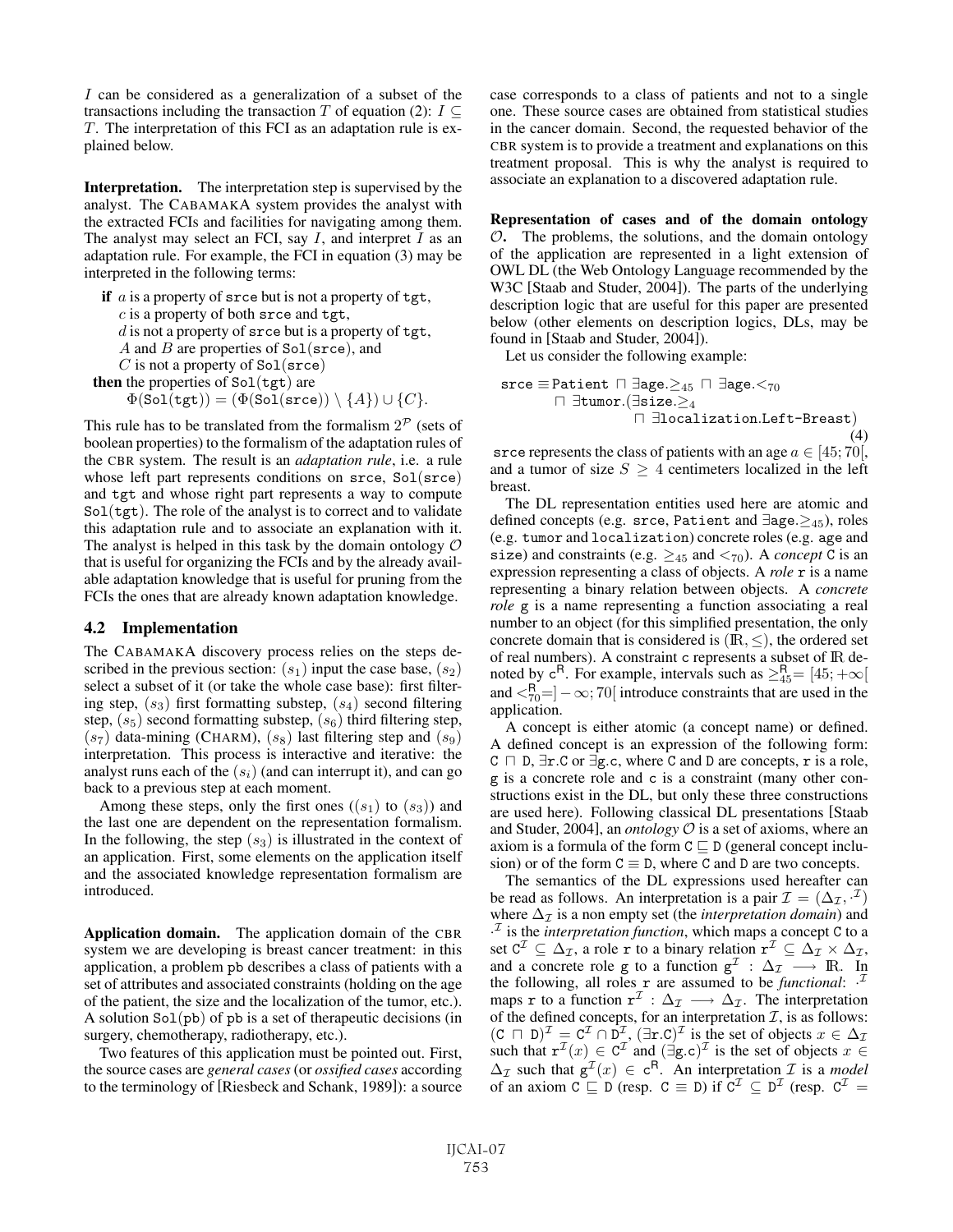$I$ can be considered as a generalization of a subset of the transactions including the transaction $T$ of equation (2): $I \subseteq T$. The interpretation of this FCI as an adaptation rule is explained below.

**Interpretation.** The interpretation step is supervised by the analyst. The CABAMAKA system provides the analyst with the extracted FCIs and facilities for navigating among them. The analyst may select an FCI, say $I$, and interpret $I$ as an adaptation rule. For example, the FCI in equation (3) may be interpreted in the following terms:

**if** $a$ is a property of `srce` but is not a property of `tgt`,
$c$ is a property of both `srce` and `tgt`,
$d$ is not a property of `srce` but is a property of `tgt`,
$A$ and $B$ are properties of `Sol(srce)`, and
$C$ is not a property of `Sol(srce)`
**then** the properties of `Sol(tgt)` are
$$\Phi(\texttt{Sol(tgt)}) = (\Phi(\texttt{Sol(srce)})) \setminus \{A\}) \cup \{C\}.$$

This rule has to be translated from the formalism $2^{\mathcal{P}}$ (sets of boolean properties) to the formalism of the adaptation rules of the CBR system. The result is an *adaptation rule*, i.e. a rule whose left part represents conditions on `srce`, `Sol(srce)` and `tgt` and whose right part represents a way to compute `Sol(tgt)`. The role of the analyst is to correct and to validate this adaptation rule and to associate an explanation with it. The analyst is helped in this task by the domain ontology $\mathcal{O}$ that is useful for organizing the FCIs and by the already available adaptation knowledge that is useful for pruning from the FCIs the ones that are already known adaptation knowledge.

## 4.2 Implementation

The CABAMAKA discovery process relies on the steps described in the previous section: $(s_1)$ input the case base, $(s_2)$ select a subset of it (or take the whole case base): first filtering step, $(s_3)$ first formatting substep, $(s_4)$ second filtering step, $(s_5)$ second formatting substep, $(s_6)$ third filtering step, $(s_7)$ data-mining (CHARM), $(s_8)$ last filtering step and $(s_9)$ interpretation. This process is interactive and iterative: the analyst runs each of the $(s_i)$ (and can interrupt it), and can go back to a previous step at each moment.

Among these steps, only the first ones ($(s_1)$ to $(s_3)$) and the last one are dependent on the representation formalism. In the following, the step $(s_3)$ is illustrated in the context of an application. First, some elements on the application itself and the associated knowledge representation formalism are introduced.

**Application domain.** The application domain of the CBR system we are developing is breast cancer treatment: in this application, a problem `pb` describes a class of patients with a set of attributes and associated constraints (holding on the age of the patient, the size and the localization of the tumor, etc.). A solution `Sol(pb)` of `pb` is a set of therapeutic decisions (in surgery, chemotherapy, radiotherapy, etc.).

Two features of this application must be pointed out. First, the source cases are *general cases* (or *ossified cases* according to the terminology of [Riesbeck and Schank, 1989]): a source case corresponds to a class of patients and not to a single one. These source cases are obtained from statistical studies in the cancer domain. Second, the requested behavior of the CBR system is to provide a treatment and explanations on this treatment proposal. This is why the analyst is required to associate an explanation to a discovered adaptation rule.

**Representation of cases and of the domain ontology $\mathcal{O}$.** The problems, the solutions, and the domain ontology of the application are represented in a light extension of OWL DL (the Web Ontology Language recommended by the W3C [Staab and Studer, 2004]). The parts of the underlying description logic that are useful for this paper are presented below (other elements on description logics, DLs, may be found in [Staab and Studer, 2004]).

Let us consider the following example:

$$\begin{aligned}\texttt{srce} \equiv \texttt{Patient} &\sqcap \exists\texttt{age}.\geq_{45} \sqcap \exists\texttt{age}.<_{70} \\ &\sqcap \exists\texttt{tumor}.(\exists\texttt{size}.\geq_4 \\ &\qquad\qquad \sqcap \exists\texttt{localization}.\texttt{Left-Breast})\end{aligned} \tag{4}$$

`srce` represents the class of patients with an age $a \in [45; 70[$, and a tumor of size $S \geq 4$ centimeters localized in the left breast.

The DL representation entities used here are atomic and defined concepts (e.g. `srce`, `Patient` and $\exists\texttt{age}.\geq_{45}$), roles (e.g. `tumor` and `localization`) concrete roles (e.g. `age` and `size`) and constraints (e.g. $\geq_{45}$ and $<_{70}$). A *concept* `C` is an expression representing a class of objects. A *role* `r` is a name representing a binary relation between objects. A *concrete role* `g` is a name representing a function associating a real number to an object (for this simplified presentation, the only concrete domain that is considered is $(\mathbb{R}, \leq)$, the ordered set of real numbers). A constraint `c` represents a subset of $\mathbb{R}$ denoted by $\texttt{c}^{\mathsf{R}}$. For example, intervals such as $\geq_{45}^{\mathsf{R}} = [45; +\infty[$ and $<_{70}^{\mathsf{R}} = ]-\infty; 70[$ introduce constraints that are used in the application.

A concept is either atomic (a concept name) or defined. A defined concept is an expression of the following form: $\texttt{C} \sqcap \texttt{D}$, $\exists\texttt{r}.\texttt{C}$ or $\exists\texttt{g}.\texttt{c}$, where `C` and `D` are concepts, `r` is a role, `g` is a concrete role and `c` is a constraint (many other constructions exist in the DL, but only these three constructions are used here). Following classical DL presentations [Staab and Studer, 2004], an *ontology* $\mathcal{O}$ is a set of axioms, where an axiom is a formula of the form $\texttt{C} \sqsubseteq \texttt{D}$ (general concept inclusion) or of the form $\texttt{C} \equiv \texttt{D}$, where `C` and `D` are two concepts.

The semantics of the DL expressions used hereafter can be read as follows. An interpretation is a pair $\mathcal{I} = (\Delta_{\mathcal{I}}, \cdot^{\mathcal{I}})$ where $\Delta_{\mathcal{I}}$ is a non empty set (the *interpretation domain*) and $\cdot^{\mathcal{I}}$ is the *interpretation function*, which maps a concept `C` to a set $\texttt{C}^{\mathcal{I}} \subseteq \Delta_{\mathcal{I}}$, a role `r` to a binary relation $\texttt{r}^{\mathcal{I}} \subseteq \Delta_{\mathcal{I}} \times \Delta_{\mathcal{I}}$, and a concrete role `g` to a function $\texttt{g}^{\mathcal{I}} : \Delta_{\mathcal{I}} \longrightarrow \mathbb{R}$. In the following, all roles `r` are assumed to be *functional*: $\cdot^{\mathcal{I}}$ maps `r` to a function $\texttt{r}^{\mathcal{I}} : \Delta_{\mathcal{I}} \longrightarrow \Delta_{\mathcal{I}}$. The interpretation of the defined concepts, for an interpretation $\mathcal{I}$, is as follows: $(\texttt{C} \sqcap \texttt{D})^{\mathcal{I}} = \texttt{C}^{\mathcal{I}} \cap \texttt{D}^{\mathcal{I}}$, $(\exists\texttt{r}.\texttt{C})^{\mathcal{I}}$ is the set of objects $x \in \Delta_{\mathcal{I}}$ such that $\texttt{r}^{\mathcal{I}}(x) \in \texttt{C}^{\mathcal{I}}$ and $(\exists\texttt{g}.\texttt{c})^{\mathcal{I}}$ is the set of objects $x \in \Delta_{\mathcal{I}}$ such that $\texttt{g}^{\mathcal{I}}(x) \in \texttt{c}^{\mathsf{R}}$. An interpretation $\mathcal{I}$ is a *model* of an axiom $\texttt{C} \sqsubseteq \texttt{D}$ (resp. $\texttt{C} \equiv \texttt{D}$) if $\texttt{C}^{\mathcal{I}} \subseteq \texttt{D}^{\mathcal{I}}$ (resp. $\texttt{C}^{\mathcal{I}} =$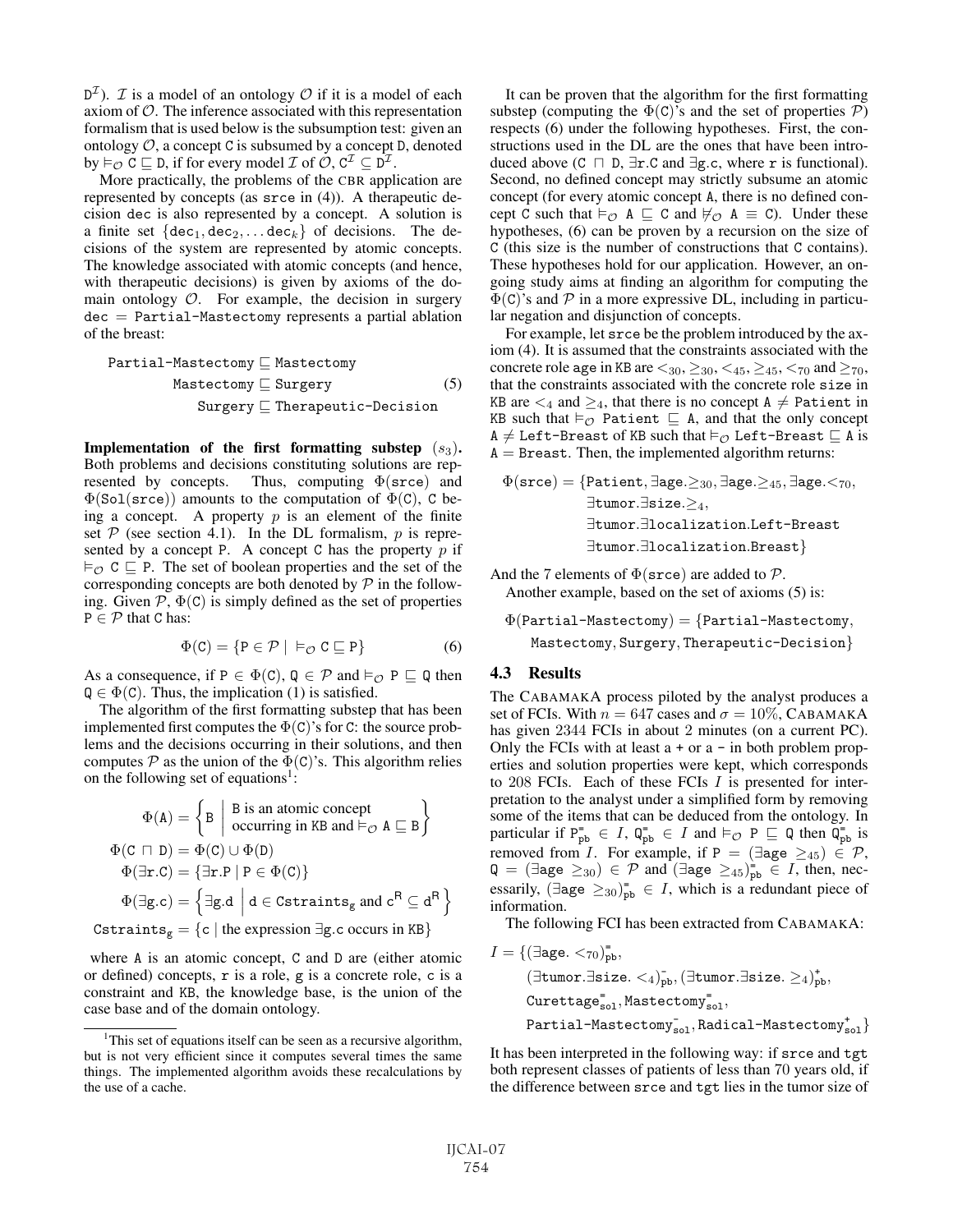$\mathtt{D}^\mathcal{I}$). $\mathcal{I}$ is a model of an ontology $\mathcal{O}$ if it is a model of each axiom of $\mathcal{O}$. The inference associated with this representation formalism that is used below is the subsumption test: given an ontology $\mathcal{O}$, a concept C is subsumed by a concept D, denoted by $\models_\mathcal{O} \mathtt{C} \sqsubseteq \mathtt{D}$, if for every model $\mathcal{I}$ of $\mathcal{O}$, $\mathtt{C}^\mathcal{I} \subseteq \mathtt{D}^\mathcal{I}$.

More practically, the problems of the CBR application are represented by concepts (as srce in (4)). A therapeutic decision dec is also represented by a concept. A solution is a finite set $\{\mathtt{dec}_1, \mathtt{dec}_2, \ldots \mathtt{dec}_k\}$ of decisions. The decisions of the system are represented by atomic concepts. The knowledge associated with atomic concepts (and hence, with therapeutic decisions) is given by axioms of the domain ontology $\mathcal{O}$. For example, the decision in surgery dec = Partial-Mastectomy represents a partial ablation of the breast:

$$\begin{aligned} \mathtt{Partial\text{-}Mastectomy} &\sqsubseteq \mathtt{Mastectomy} \\ \mathtt{Mastectomy} &\sqsubseteq \mathtt{Surgery} \\ \mathtt{Surgery} &\sqsubseteq \mathtt{Therapeutic\text{-}Decision} \end{aligned} \tag{5}$$

**Implementation of the first formatting substep** $(s_3)$**.** Both problems and decisions constituting solutions are represented by concepts. Thus, computing $\Phi(\mathtt{srce})$ and $\Phi(\mathtt{Sol}(\mathtt{srce}))$ amounts to the computation of $\Phi(\mathtt{C})$, C being a concept. A property $p$ is an element of the finite set $\mathcal{P}$ (see section 4.1). In the DL formalism, $p$ is represented by a concept P. A concept C has the property $p$ if $\models_\mathcal{O} \mathtt{C} \sqsubseteq \mathtt{P}$. The set of boolean properties and the set of the corresponding concepts are both denoted by $\mathcal{P}$ in the following. Given $\mathcal{P}$, $\Phi(\mathtt{C})$ is simply defined as the set of properties $\mathtt{P} \in \mathcal{P}$ that C has:

$$\Phi(\mathtt{C}) = \{\mathtt{P} \in \mathcal{P} \mid \ \models_\mathcal{O} \mathtt{C} \sqsubseteq \mathtt{P}\} \tag{6}$$

As a consequence, if $\mathtt{P} \in \Phi(\mathtt{C})$, $\mathtt{Q} \in \mathcal{P}$ and $\models_\mathcal{O} \mathtt{P} \sqsubseteq \mathtt{Q}$ then $\mathtt{Q} \in \Phi(\mathtt{C})$. Thus, the implication (1) is satisfied.

The algorithm of the first formatting substep that has been implemented first computes the $\Phi(\mathtt{C})$'s for C: the source problems and the decisions occurring in their solutions, and then computes $\mathcal{P}$ as the union of the $\Phi(\mathtt{C})$'s. This algorithm relies on the following set of equations[1]:

$$\begin{aligned} \Phi(\mathtt{A}) &= \left\{ \mathtt{B} \;\middle|\; \begin{array}{l} \mathtt{B} \text{ is an atomic concept} \\ \text{occurring in } \mathtt{KB} \text{ and } \models_\mathcal{O} \mathtt{A} \sqsubseteq \mathtt{B} \end{array} \right\} \\ \Phi(\mathtt{C} \sqcap \mathtt{D}) &= \Phi(\mathtt{C}) \cup \Phi(\mathtt{D}) \\ \Phi(\exists \mathtt{r}.\mathtt{C}) &= \{\exists \mathtt{r}.\mathtt{P} \mid \mathtt{P} \in \Phi(\mathtt{C})\} \\ \Phi(\exists \mathtt{g}.\mathtt{c}) &= \left\{ \exists \mathtt{g}.\mathtt{d} \;\middle|\; \mathtt{d} \in \mathtt{Cstraints}_\mathtt{g} \text{ and } \mathtt{c}^\mathtt{R} \subseteq \mathtt{d}^\mathtt{R} \right\} \\ \mathtt{Cstraints}_\mathtt{g} &= \{\mathtt{c} \mid \text{the expression } \exists \mathtt{g}.\mathtt{c} \text{ occurs in } \mathtt{KB}\} \end{aligned}$$

where A is an atomic concept, C and D are (either atomic or defined) concepts, r is a role, g is a concrete role, c is a constraint and KB, the knowledge base, is the union of the case base and of the domain ontology.

It can be proven that the algorithm for the first formatting substep (computing the $\Phi(\mathtt{C})$'s and the set of properties $\mathcal{P}$) respects (6) under the following hypotheses. First, the constructions used in the DL are the ones that have been introduced above ($\mathtt{C} \sqcap \mathtt{D}$, $\exists \mathtt{r}.\mathtt{C}$ and $\exists \mathtt{g}.\mathtt{c}$, where r is functional). Second, no defined concept may strictly subsume an atomic concept (for every atomic concept A, there is no defined concept C such that $\models_\mathcal{O} \mathtt{A} \sqsubseteq \mathtt{C}$ and $\not\models_\mathcal{O} \mathtt{A} \equiv \mathtt{C}$). Under these hypotheses, (6) can be proven by a recursion on the size of C (this size is the number of constructions that C contains). These hypotheses hold for our application. However, an ongoing study aims at finding an algorithm for computing the $\Phi(\mathtt{C})$'s and $\mathcal{P}$ in a more expressive DL, including in particular negation and disjunction of concepts.

For example, let srce be the problem introduced by the axiom (4). It is assumed that the constraints associated with the concrete role age in KB are $<_{30}, \geq_{30}, <_{45}, \geq_{45}, <_{70}$ and $\geq_{70}$, that the constraints associated with the concrete role size in KB are $<_4$ and $\geq_4$, that there is no concept $\mathtt{A} \neq \mathtt{Patient}$ in KB such that $\models_\mathcal{O} \mathtt{Patient} \sqsubseteq \mathtt{A}$, and that the only concept $\mathtt{A} \neq \mathtt{Left\text{-}Breast}$ of KB such that $\models_\mathcal{O} \mathtt{Left\text{-}Breast} \sqsubseteq \mathtt{A}$ is $\mathtt{A} = \mathtt{Breast}$. Then, the implemented algorithm returns:

$$\begin{aligned} \Phi(\mathtt{srce}) = \{&\mathtt{Patient}, \exists \mathtt{age}.\geq_{30}, \exists \mathtt{age}.\geq_{45}, \exists \mathtt{age}.<_{70}, \\ &\exists \mathtt{tumor}.\exists \mathtt{size}.\geq_4, \\ &\exists \mathtt{tumor}.\exists \mathtt{localization}.\mathtt{Left\text{-}Breast} \\ &\exists \mathtt{tumor}.\exists \mathtt{localization}.\mathtt{Breast}\} \end{aligned}$$

And the 7 elements of $\Phi(\mathtt{srce})$ are added to $\mathcal{P}$.

Another example, based on the set of axioms (5) is:

$$\begin{aligned} \Phi(\mathtt{Partial\text{-}Mastectomy}) = \{&\mathtt{Partial\text{-}Mastectomy}, \\ &\mathtt{Mastectomy}, \mathtt{Surgery}, \mathtt{Therapeutic\text{-}Decision}\} \end{aligned}$$

### 4.3 Results

The CABAMAKA process piloted by the analyst produces a set of FCIs. With $n = 647$ cases and $\sigma = 10\%$, CABAMAKA has given 2344 FCIs in about 2 minutes (on a current PC). Only the FCIs with at least a + or a - in both problem properties and solution properties were kept, which corresponds to 208 FCIs. Each of these FCIs $I$ is presented for interpretation to the analyst under a simplified form by removing some of the items that can be deduced from the ontology. In particular if $\mathtt{P}^=_\mathtt{pb} \in I$, $\mathtt{Q}^=_\mathtt{pb} \in I$ and $\models_\mathcal{O} \mathtt{P} \sqsubseteq \mathtt{Q}$ then $\mathtt{Q}^=_\mathtt{pb}$ is removed from $I$. For example, if $\mathtt{P} = (\exists \mathtt{age} \geq_{45}) \in \mathcal{P}$, $\mathtt{Q} = (\exists \mathtt{age} \geq_{30}) \in \mathcal{P}$ and $(\exists \mathtt{age} \geq_{45})^=_\mathtt{pb} \in I$, then, necessarily, $(\exists \mathtt{age} \geq_{30})^=_\mathtt{pb} \in I$, which is a redundant piece of information.

The following FCI has been extracted from CABAMAKA:

$$\begin{aligned} I = \{&(\exists \mathtt{age}. <_{70})^=_\mathtt{pb}, \\ &(\exists \mathtt{tumor}.\exists \mathtt{size}. <_4)^-_\mathtt{pb}, (\exists \mathtt{tumor}.\exists \mathtt{size}. \geq_4)^+_\mathtt{pb}, \\ &\mathtt{Curettage}^=_\mathtt{sol}, \mathtt{Mastectomy}^=_\mathtt{sol}, \\ &\mathtt{Partial\text{-}Mastectomy}^-_\mathtt{sol}, \mathtt{Radical\text{-}Mastectomy}^+_\mathtt{sol}\} \end{aligned}$$

It has been interpreted in the following way: if srce and tgt both represent classes of patients of less than 70 years old, if the difference between srce and tgt lies in the tumor size of

---

[1] This set of equations itself can be seen as a recursive algorithm, but is not very efficient since it computes several times the same things. The implemented algorithm avoids these recalculations by the use of a cache.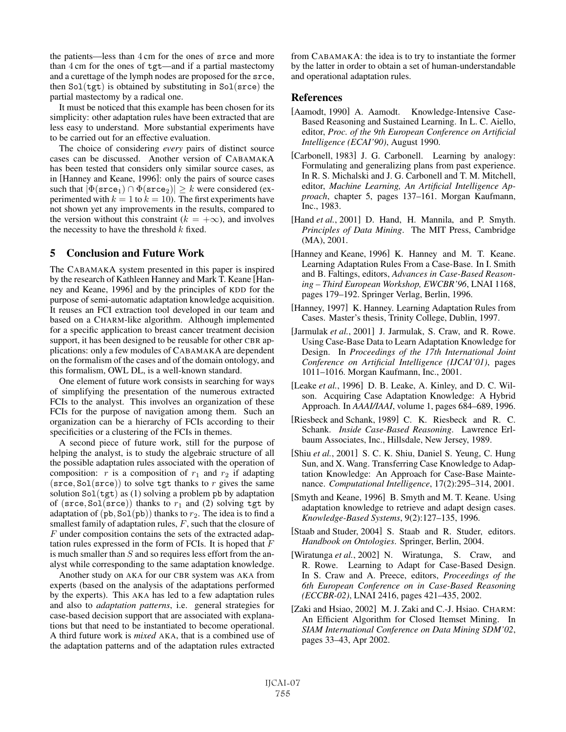the patients—less than 4 cm for the ones of srce and more than 4 cm for the ones of tgt—and if a partial mastectomy and a curettage of the lymph nodes are proposed for the srce, then Sol(tgt) is obtained by substituting in Sol(srce) the partial mastectomy by a radical one.

It must be noticed that this example has been chosen for its simplicity: other adaptation rules have been extracted that are less easy to understand. More substantial experiments have to be carried out for an effective evaluation.

The choice of considering *every* pairs of distinct source cases can be discussed. Another version of CABAMAKA has been tested that considers only similar source cases, as in [Hanney and Keane, 1996]: only the pairs of source cases such that $|\Phi(\texttt{srce}_1) \cap \Phi(\texttt{srce}_2)| \geq k$ were considered (experimented with $k = 1$ to $k = 10$). The first experiments have not shown yet any improvements in the results, compared to the version without this constraint ($k = +\infty$), and involves the necessity to have the threshold $k$ fixed.

## 5 Conclusion and Future Work

The CABAMAKA system presented in this paper is inspired by the research of Kathleen Hanney and Mark T. Keane [Hanney and Keane, 1996] and by the principles of KDD for the purpose of semi-automatic adaptation knowledge acquisition. It reuses an FCI extraction tool developed in our team and based on a CHARM-like algorithm. Although implemented for a specific application to breast cancer treatment decision support, it has been designed to be reusable for other CBR applications: only a few modules of CABAMAKA are dependent on the formalism of the cases and of the domain ontology, and this formalism, OWL DL, is a well-known standard.

One element of future work consists in searching for ways of simplifying the presentation of the numerous extracted FCIs to the analyst. This involves an organization of these FCIs for the purpose of navigation among them. Such an organization can be a hierarchy of FCIs according to their specificities or a clustering of the FCIs in themes.

A second piece of future work, still for the purpose of helping the analyst, is to study the algebraic structure of all the possible adaptation rules associated with the operation of composition: $r$ is a composition of $r_1$ and $r_2$ if adapting (srce, Sol(srce)) to solve tgt thanks to $r$ gives the same solution Sol(tgt) as (1) solving a problem pb by adaptation of (srce, Sol(srce)) thanks to $r_1$ and (2) solving tgt by adaptation of (pb, Sol(pb)) thanks to $r_2$. The idea is to find a smallest family of adaptation rules, $F$, such that the closure of $F$ under composition contains the sets of the extracted adaptation rules expressed in the form of FCIs. It is hoped that $F$ is much smaller than $S$ and so requires less effort from the analyst while corresponding to the same adaptation knowledge.

Another study on AKA for our CBR system was AKA from experts (based on the analysis of the adaptations performed by the experts). This AKA has led to a few adaptation rules and also to *adaptation patterns*, i.e. general strategies for case-based decision support that are associated with explanations but that need to be instantiated to become operational. A third future work is *mixed* AKA, that is a combined use of the adaptation patterns and of the adaptation rules extracted from CABAMAKA: the idea is to try to instantiate the former by the latter in order to obtain a set of human-understandable and operational adaptation rules.

## References

[Aamodt, 1990] A. Aamodt. Knowledge-Intensive Case-Based Reasoning and Sustained Learning. In L. C. Aiello, editor, *Proc. of the 9th European Conference on Artificial Intelligence (ECAI'90)*, August 1990.

[Carbonell, 1983] J. G. Carbonell. Learning by analogy: Formulating and generalizing plans from past experience. In R. S. Michalski and J. G. Carbonell and T. M. Mitchell, editor, *Machine Learning, An Artificial Intelligence Approach*, chapter 5, pages 137–161. Morgan Kaufmann, Inc., 1983.

[Hand *et al.*, 2001] D. Hand, H. Mannila, and P. Smyth. *Principles of Data Mining*. The MIT Press, Cambridge (MA), 2001.

[Hanney and Keane, 1996] K. Hanney and M. T. Keane. Learning Adaptation Rules From a Case-Base. In I. Smith and B. Faltings, editors, *Advances in Case-Based Reasoning – Third European Workshop, EWCBR'96*, LNAI 1168, pages 179–192. Springer Verlag, Berlin, 1996.

[Hanney, 1997] K. Hanney. Learning Adaptation Rules from Cases. Master's thesis, Trinity College, Dublin, 1997.

[Jarmulak *et al.*, 2001] J. Jarmulak, S. Craw, and R. Rowe. Using Case-Base Data to Learn Adaptation Knowledge for Design. In *Proceedings of the 17th International Joint Conference on Artificial Intelligence (IJCAI'01)*, pages 1011–1016. Morgan Kaufmann, Inc., 2001.

[Leake *et al.*, 1996] D. B. Leake, A. Kinley, and D. C. Wilson. Acquiring Case Adaptation Knowledge: A Hybrid Approach. In *AAAI/IAAI*, volume 1, pages 684–689, 1996.

[Riesbeck and Schank, 1989] C. K. Riesbeck and R. C. Schank. *Inside Case-Based Reasoning*. Lawrence Erlbaum Associates, Inc., Hillsdale, New Jersey, 1989.

[Shiu *et al.*, 2001] S. C. K. Shiu, Daniel S. Yeung, C. Hung Sun, and X. Wang. Transferring Case Knowledge to Adaptation Knowledge: An Approach for Case-Base Maintenance. *Computational Intelligence*, 17(2):295–314, 2001.

[Smyth and Keane, 1996] B. Smyth and M. T. Keane. Using adaptation knowledge to retrieve and adapt design cases. *Knowledge-Based Systems*, 9(2):127–135, 1996.

[Staab and Studer, 2004] S. Staab and R. Studer, editors. *Handbook on Ontologies*. Springer, Berlin, 2004.

[Wiratunga *et al.*, 2002] N. Wiratunga, S. Craw, and R. Rowe. Learning to Adapt for Case-Based Design. In S. Craw and A. Preece, editors, *Proceedings of the 6th European Conference on in Case-Based Reasoning (ECCBR-02)*, LNAI 2416, pages 421–435, 2002.

[Zaki and Hsiao, 2002] M. J. Zaki and C.-J. Hsiao. CHARM: An Efficient Algorithm for Closed Itemset Mining. In *SIAM International Conference on Data Mining SDM'02*, pages 33–43, Apr 2002.